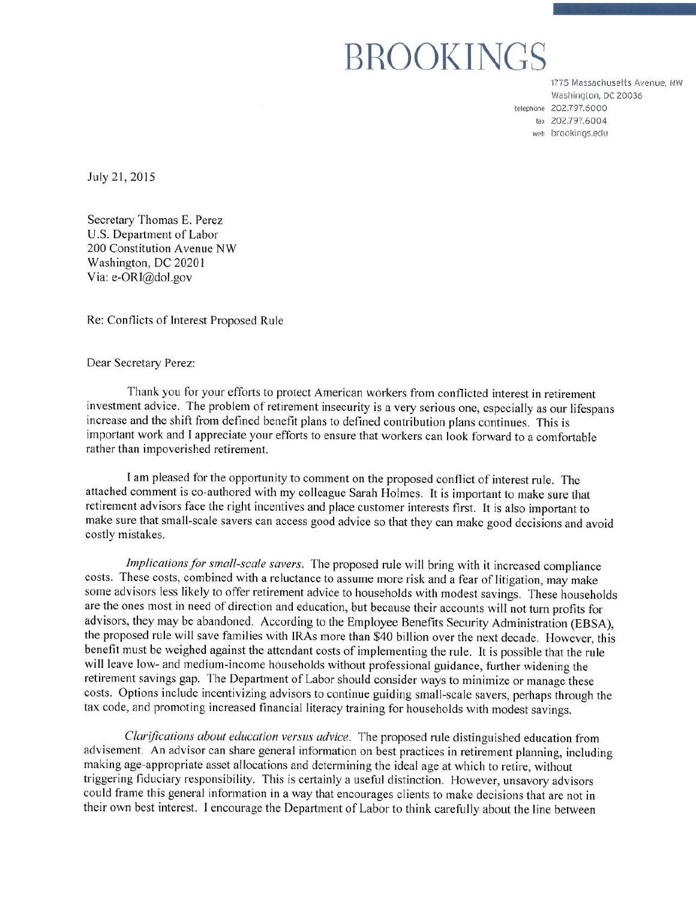# BROOKINGS

1775 Massachusetts Avenue, NW
Washington, DC 20036
telephone 202.797.6000
fax 202.797.6004
web brookings.edu

July 21, 2015

Secretary Thomas E. Perez
U.S. Department of Labor
200 Constitution Avenue NW
Washington, DC 20201
Via: e-ORI@dol.gov

Re: Conflicts of Interest Proposed Rule

Dear Secretary Perez:

Thank you for your efforts to protect American workers from conflicted interest in retirement investment advice. The problem of retirement insecurity is a very serious one, especially as our lifespans increase and the shift from defined benefit plans to defined contribution plans continues. This is important work and I appreciate your efforts to ensure that workers can look forward to a comfortable rather than impoverished retirement.

I am pleased for the opportunity to comment on the proposed conflict of interest rule. The attached comment is co-authored with my colleague Sarah Holmes. It is important to make sure that retirement advisors face the right incentives and place customer interests first. It is also important to make sure that small-scale savers can access good advice so that they can make good decisions and avoid costly mistakes.

*Implications for small-scale savers.* The proposed rule will bring with it increased compliance costs. These costs, combined with a reluctance to assume more risk and a fear of litigation, may make some advisors less likely to offer retirement advice to households with modest savings. These households are the ones most in need of direction and education, but because their accounts will not turn profits for advisors, they may be abandoned. According to the Employee Benefits Security Administration (EBSA), the proposed rule will save families with IRAs more than $40 billion over the next decade. However, this benefit must be weighed against the attendant costs of implementing the rule. It is possible that the rule will leave low- and medium-income households without professional guidance, further widening the retirement savings gap. The Department of Labor should consider ways to minimize or manage these costs. Options include incentivizing advisors to continue guiding small-scale savers, perhaps through the tax code, and promoting increased financial literacy training for households with modest savings.

*Clarifications about education versus advice.* The proposed rule distinguished education from advisement. An advisor can share general information on best practices in retirement planning, including making age-appropriate asset allocations and determining the ideal age at which to retire, without triggering fiduciary responsibility. This is certainly a useful distinction. However, unsavory advisors could frame this general information in a way that encourages clients to make decisions that are not in their own best interest. I encourage the Department of Labor to think carefully about the line between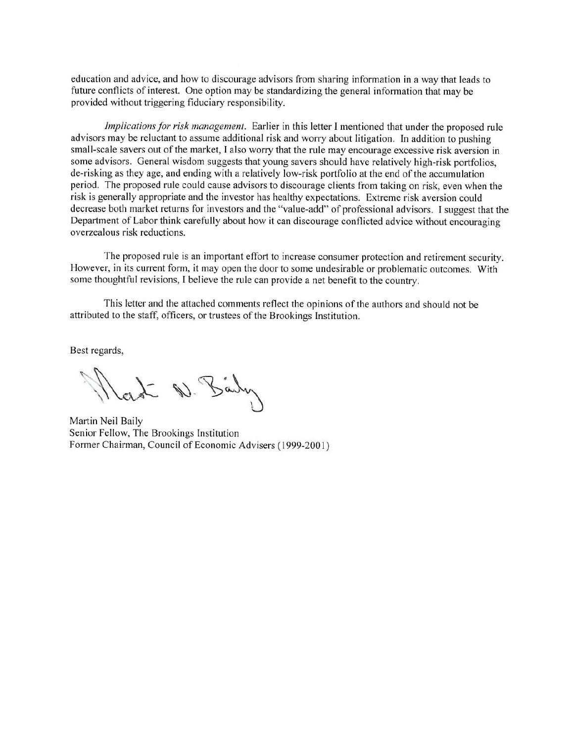education and advice, and how to discourage advisors from sharing information in a way that leads to future conflicts of interest. One option may be standardizing the general information that may be provided without triggering fiduciary responsibility.

*Implications for risk management.* Earlier in this letter I mentioned that under the proposed rule advisors may be reluctant to assume additional risk and worry about litigation. In addition to pushing small-scale savers out of the market, I also worry that the rule may encourage excessive risk aversion in some advisors. General wisdom suggests that young savers should have relatively high-risk portfolios, de-risking as they age, and ending with a relatively low-risk portfolio at the end of the accumulation period. The proposed rule could cause advisors to discourage clients from taking on risk, even when the risk is generally appropriate and the investor has healthy expectations. Extreme risk aversion could decrease both market returns for investors and the "value-add" of professional advisors. I suggest that the Department of Labor think carefully about how it can discourage conflicted advice without encouraging overzealous risk reductions.

The proposed rule is an important effort to increase consumer protection and retirement security. However, in its current form, it may open the door to some undesirable or problematic outcomes. With some thoughtful revisions, I believe the rule can provide a net benefit to the country.

This letter and the attached comments reflect the opinions of the authors and should not be attributed to the staff, officers, or trustees of the Brookings Institution.

Best regards,

Martin Neil Baily
Senior Fellow, The Brookings Institution
Former Chairman, Council of Economic Advisers (1999-2001)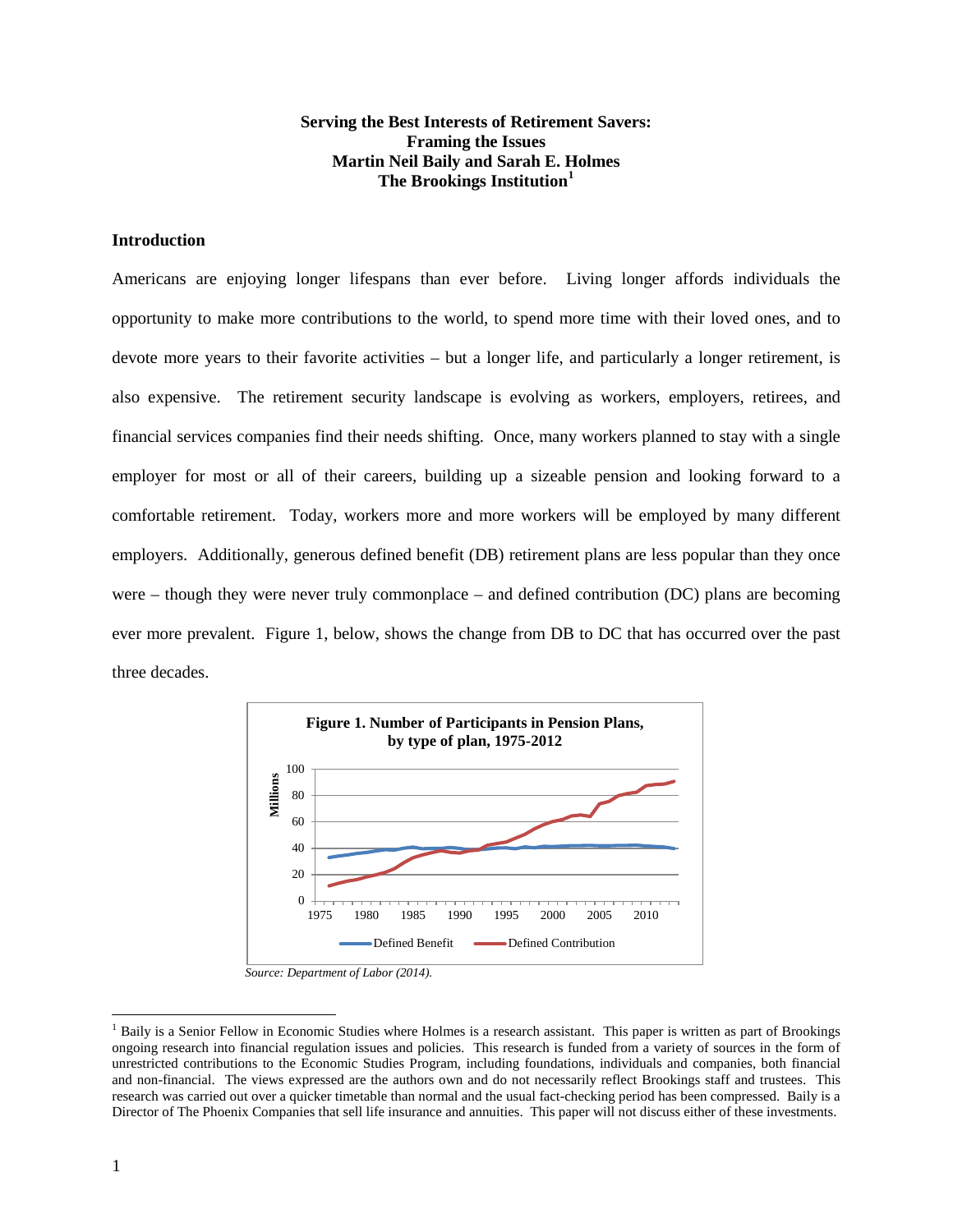**Serving the Best Interests of Retirement Savers:**
**Framing the Issues**
**Martin Neil Baily and Sarah E. Holmes**
**The Brookings Institution**[1]

## Introduction

Americans are enjoying longer lifespans than ever before. Living longer affords individuals the opportunity to make more contributions to the world, to spend more time with their loved ones, and to devote more years to their favorite activities – but a longer life, and particularly a longer retirement, is also expensive. The retirement security landscape is evolving as workers, employers, retirees, and financial services companies find their needs shifting. Once, many workers planned to stay with a single employer for most or all of their careers, building up a sizeable pension and looking forward to a comfortable retirement. Today, workers more and more workers will be employed by many different employers. Additionally, generous defined benefit (DB) retirement plans are less popular than they once were – though they were never truly commonplace – and defined contribution (DC) plans are becoming ever more prevalent. Figure 1, below, shows the change from DB to DC that has occurred over the past three decades.

**Figure 1. Number of Participants in Pension Plans, by type of plan, 1975-2012**

*Source: Department of Labor (2014).*

[1] Baily is a Senior Fellow in Economic Studies where Holmes is a research assistant. This paper is written as part of Brookings ongoing research into financial regulation issues and policies. This research is funded from a variety of sources in the form of unrestricted contributions to the Economic Studies Program, including foundations, individuals and companies, both financial and non-financial. The views expressed are the authors own and do not necessarily reflect Brookings staff and trustees. This research was carried out over a quicker timetable than normal and the usual fact-checking period has been compressed. Baily is a Director of The Phoenix Companies that sell life insurance and annuities. This paper will not discuss either of these investments.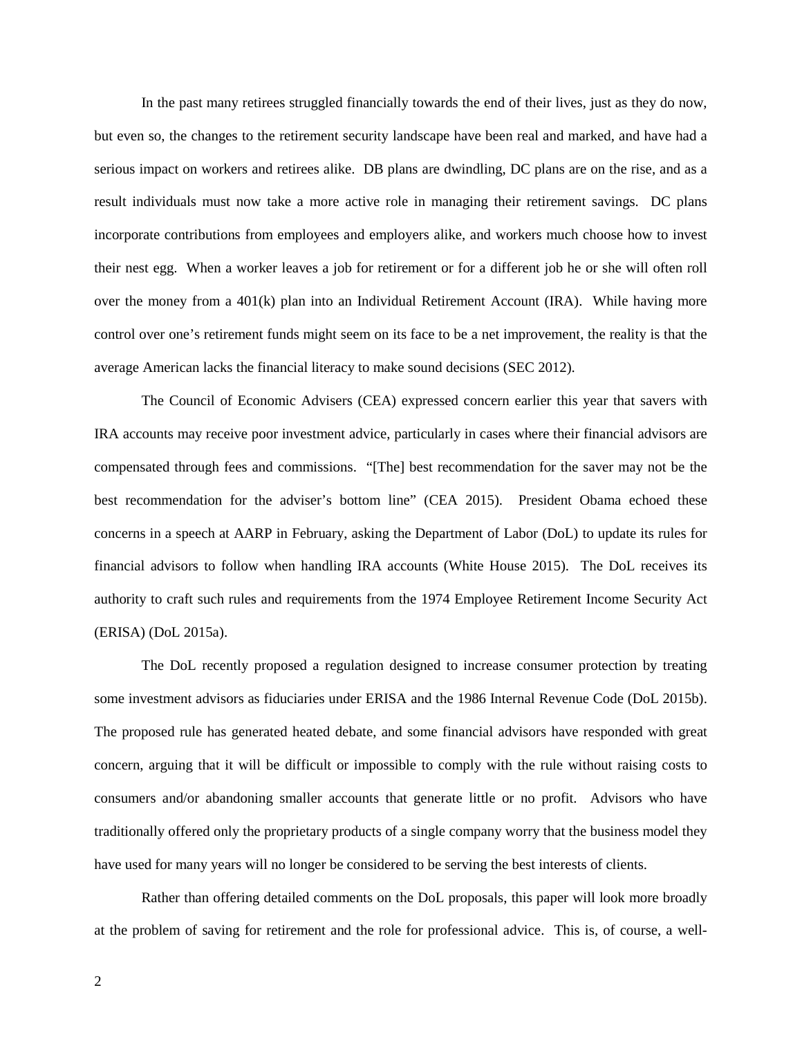In the past many retirees struggled financially towards the end of their lives, just as they do now, but even so, the changes to the retirement security landscape have been real and marked, and have had a serious impact on workers and retirees alike. DB plans are dwindling, DC plans are on the rise, and as a result individuals must now take a more active role in managing their retirement savings. DC plans incorporate contributions from employees and employers alike, and workers much choose how to invest their nest egg. When a worker leaves a job for retirement or for a different job he or she will often roll over the money from a 401(k) plan into an Individual Retirement Account (IRA). While having more control over one's retirement funds might seem on its face to be a net improvement, the reality is that the average American lacks the financial literacy to make sound decisions (SEC 2012).

The Council of Economic Advisers (CEA) expressed concern earlier this year that savers with IRA accounts may receive poor investment advice, particularly in cases where their financial advisors are compensated through fees and commissions. "[The] best recommendation for the saver may not be the best recommendation for the adviser's bottom line" (CEA 2015). President Obama echoed these concerns in a speech at AARP in February, asking the Department of Labor (DoL) to update its rules for financial advisors to follow when handling IRA accounts (White House 2015). The DoL receives its authority to craft such rules and requirements from the 1974 Employee Retirement Income Security Act (ERISA) (DoL 2015a).

The DoL recently proposed a regulation designed to increase consumer protection by treating some investment advisors as fiduciaries under ERISA and the 1986 Internal Revenue Code (DoL 2015b). The proposed rule has generated heated debate, and some financial advisors have responded with great concern, arguing that it will be difficult or impossible to comply with the rule without raising costs to consumers and/or abandoning smaller accounts that generate little or no profit. Advisors who have traditionally offered only the proprietary products of a single company worry that the business model they have used for many years will no longer be considered to be serving the best interests of clients.

Rather than offering detailed comments on the DoL proposals, this paper will look more broadly at the problem of saving for retirement and the role for professional advice. This is, of course, a well-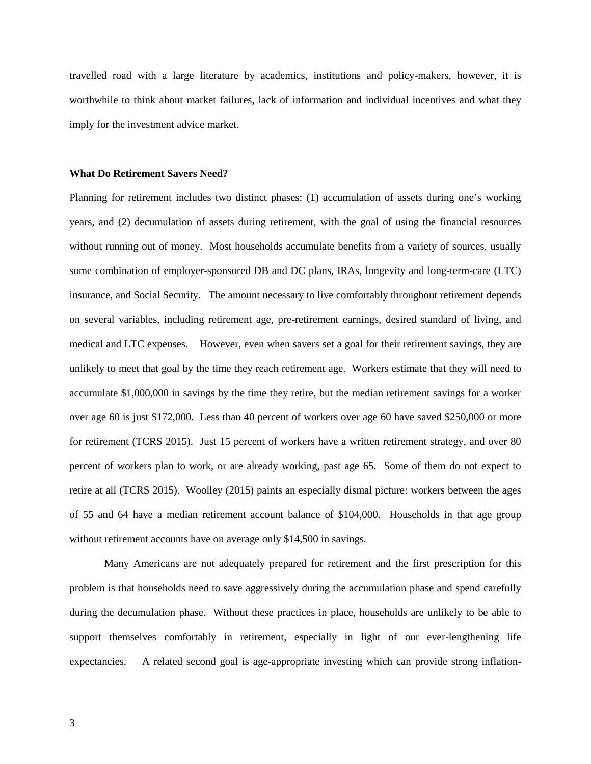travelled road with a large literature by academics, institutions and policy-makers, however, it is worthwhile to think about market failures, lack of information and individual incentives and what they imply for the investment advice market.

**What Do Retirement Savers Need?**

Planning for retirement includes two distinct phases: (1) accumulation of assets during one's working years, and (2) decumulation of assets during retirement, with the goal of using the financial resources without running out of money. Most households accumulate benefits from a variety of sources, usually some combination of employer-sponsored DB and DC plans, IRAs, longevity and long-term-care (LTC) insurance, and Social Security. The amount necessary to live comfortably throughout retirement depends on several variables, including retirement age, pre-retirement earnings, desired standard of living, and medical and LTC expenses. However, even when savers set a goal for their retirement savings, they are unlikely to meet that goal by the time they reach retirement age. Workers estimate that they will need to accumulate $1,000,000 in savings by the time they retire, but the median retirement savings for a worker over age 60 is just $172,000. Less than 40 percent of workers over age 60 have saved $250,000 or more for retirement (TCRS 2015). Just 15 percent of workers have a written retirement strategy, and over 80 percent of workers plan to work, or are already working, past age 65. Some of them do not expect to retire at all (TCRS 2015). Woolley (2015) paints an especially dismal picture: workers between the ages of 55 and 64 have a median retirement account balance of $104,000. Households in that age group without retirement accounts have on average only $14,500 in savings.

Many Americans are not adequately prepared for retirement and the first prescription for this problem is that households need to save aggressively during the accumulation phase and spend carefully during the decumulation phase. Without these practices in place, households are unlikely to be able to support themselves comfortably in retirement, especially in light of our ever-lengthening life expectancies. A related second goal is age-appropriate investing which can provide strong inflation-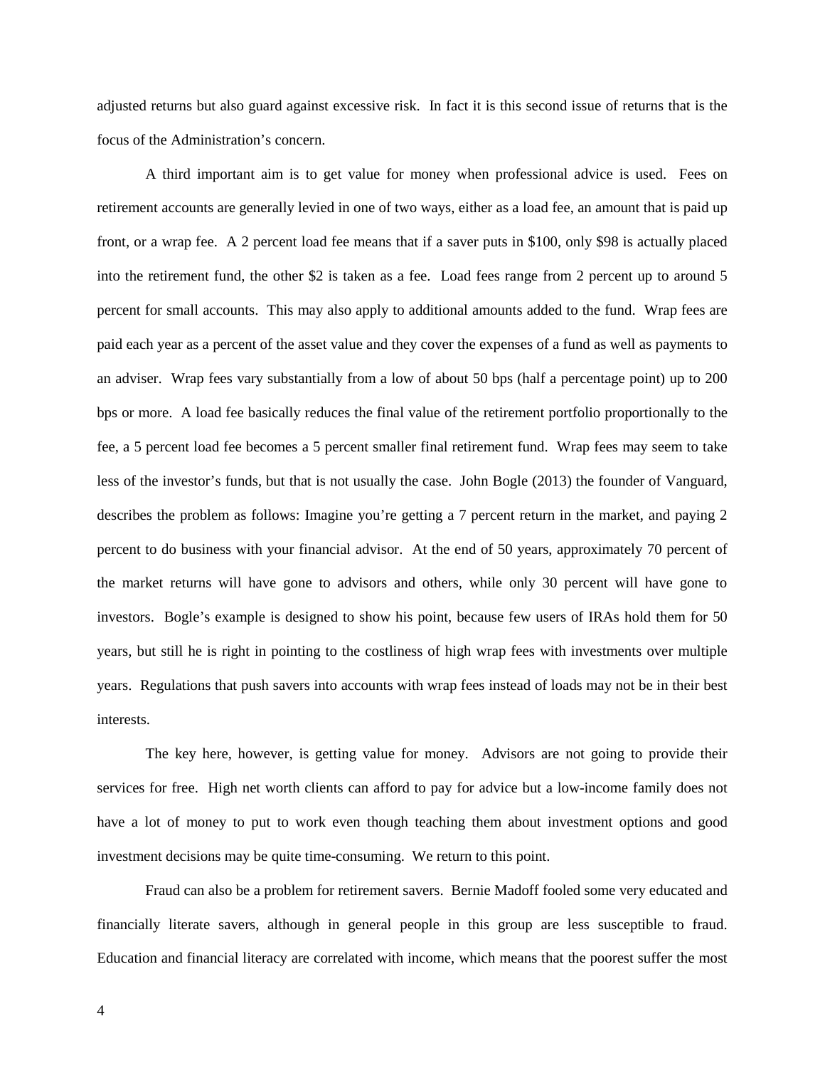adjusted returns but also guard against excessive risk. In fact it is this second issue of returns that is the focus of the Administration's concern.

A third important aim is to get value for money when professional advice is used. Fees on retirement accounts are generally levied in one of two ways, either as a load fee, an amount that is paid up front, or a wrap fee. A 2 percent load fee means that if a saver puts in $100, only $98 is actually placed into the retirement fund, the other $2 is taken as a fee. Load fees range from 2 percent up to around 5 percent for small accounts. This may also apply to additional amounts added to the fund. Wrap fees are paid each year as a percent of the asset value and they cover the expenses of a fund as well as payments to an adviser. Wrap fees vary substantially from a low of about 50 bps (half a percentage point) up to 200 bps or more. A load fee basically reduces the final value of the retirement portfolio proportionally to the fee, a 5 percent load fee becomes a 5 percent smaller final retirement fund. Wrap fees may seem to take less of the investor's funds, but that is not usually the case. John Bogle (2013) the founder of Vanguard, describes the problem as follows: Imagine you're getting a 7 percent return in the market, and paying 2 percent to do business with your financial advisor. At the end of 50 years, approximately 70 percent of the market returns will have gone to advisors and others, while only 30 percent will have gone to investors. Bogle's example is designed to show his point, because few users of IRAs hold them for 50 years, but still he is right in pointing to the costliness of high wrap fees with investments over multiple years. Regulations that push savers into accounts with wrap fees instead of loads may not be in their best interests.

The key here, however, is getting value for money. Advisors are not going to provide their services for free. High net worth clients can afford to pay for advice but a low-income family does not have a lot of money to put to work even though teaching them about investment options and good investment decisions may be quite time-consuming. We return to this point.

Fraud can also be a problem for retirement savers. Bernie Madoff fooled some very educated and financially literate savers, although in general people in this group are less susceptible to fraud. Education and financial literacy are correlated with income, which means that the poorest suffer the most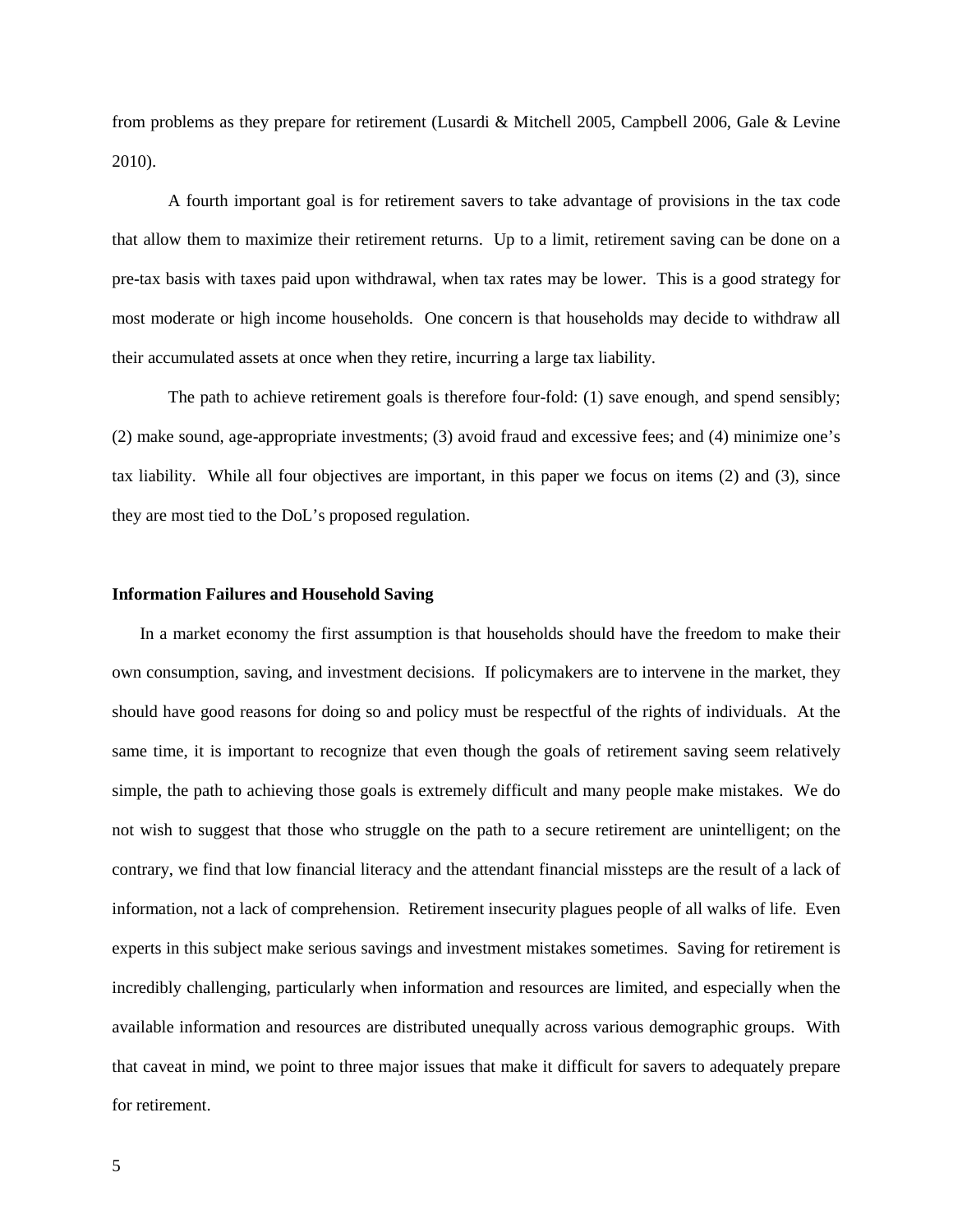from problems as they prepare for retirement (Lusardi & Mitchell 2005, Campbell 2006, Gale & Levine 2010).

A fourth important goal is for retirement savers to take advantage of provisions in the tax code that allow them to maximize their retirement returns. Up to a limit, retirement saving can be done on a pre-tax basis with taxes paid upon withdrawal, when tax rates may be lower. This is a good strategy for most moderate or high income households. One concern is that households may decide to withdraw all their accumulated assets at once when they retire, incurring a large tax liability.

The path to achieve retirement goals is therefore four-fold: (1) save enough, and spend sensibly; (2) make sound, age-appropriate investments; (3) avoid fraud and excessive fees; and (4) minimize one's tax liability. While all four objectives are important, in this paper we focus on items (2) and (3), since they are most tied to the DoL's proposed regulation.

**Information Failures and Household Saving**

In a market economy the first assumption is that households should have the freedom to make their own consumption, saving, and investment decisions. If policymakers are to intervene in the market, they should have good reasons for doing so and policy must be respectful of the rights of individuals. At the same time, it is important to recognize that even though the goals of retirement saving seem relatively simple, the path to achieving those goals is extremely difficult and many people make mistakes. We do not wish to suggest that those who struggle on the path to a secure retirement are unintelligent; on the contrary, we find that low financial literacy and the attendant financial missteps are the result of a lack of information, not a lack of comprehension. Retirement insecurity plagues people of all walks of life. Even experts in this subject make serious savings and investment mistakes sometimes. Saving for retirement is incredibly challenging, particularly when information and resources are limited, and especially when the available information and resources are distributed unequally across various demographic groups. With that caveat in mind, we point to three major issues that make it difficult for savers to adequately prepare for retirement.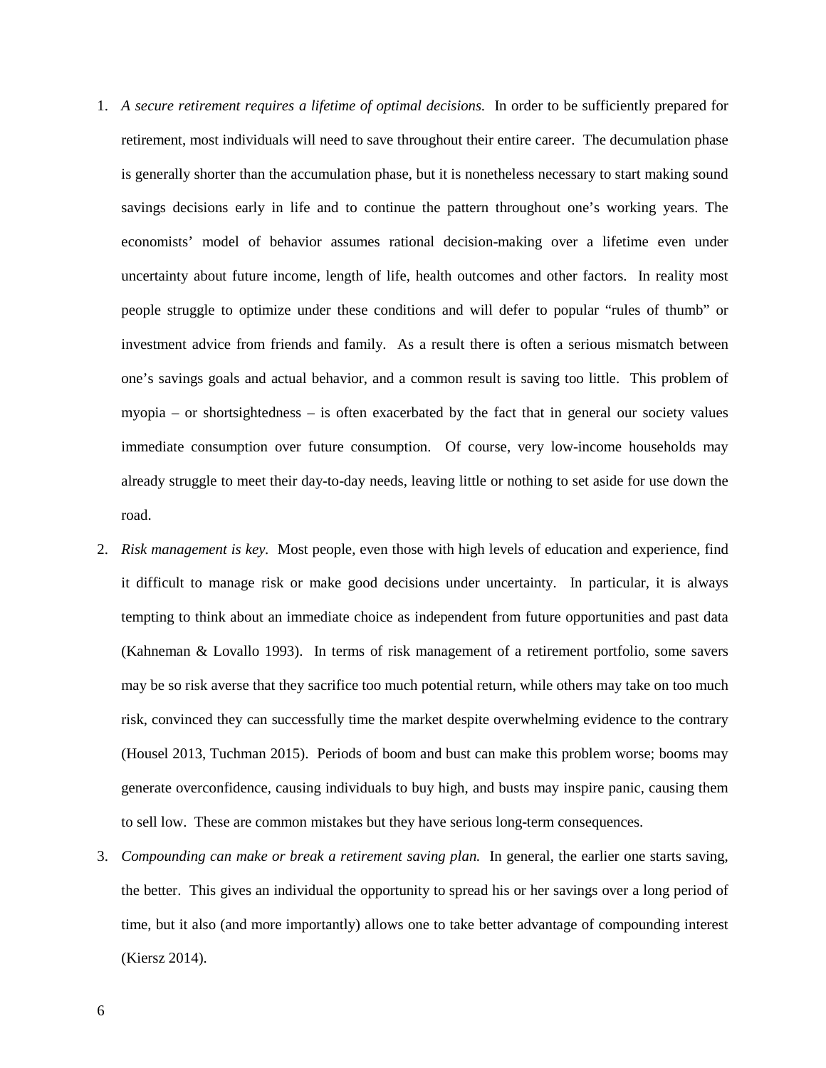1. *A secure retirement requires a lifetime of optimal decisions.* In order to be sufficiently prepared for retirement, most individuals will need to save throughout their entire career. The decumulation phase is generally shorter than the accumulation phase, but it is nonetheless necessary to start making sound savings decisions early in life and to continue the pattern throughout one's working years. The economists' model of behavior assumes rational decision-making over a lifetime even under uncertainty about future income, length of life, health outcomes and other factors. In reality most people struggle to optimize under these conditions and will defer to popular "rules of thumb" or investment advice from friends and family. As a result there is often a serious mismatch between one's savings goals and actual behavior, and a common result is saving too little. This problem of myopia – or shortsightedness – is often exacerbated by the fact that in general our society values immediate consumption over future consumption. Of course, very low-income households may already struggle to meet their day-to-day needs, leaving little or nothing to set aside for use down the road.
2. *Risk management is key.* Most people, even those with high levels of education and experience, find it difficult to manage risk or make good decisions under uncertainty. In particular, it is always tempting to think about an immediate choice as independent from future opportunities and past data (Kahneman & Lovallo 1993). In terms of risk management of a retirement portfolio, some savers may be so risk averse that they sacrifice too much potential return, while others may take on too much risk, convinced they can successfully time the market despite overwhelming evidence to the contrary (Housel 2013, Tuchman 2015). Periods of boom and bust can make this problem worse; booms may generate overconfidence, causing individuals to buy high, and busts may inspire panic, causing them to sell low. These are common mistakes but they have serious long-term consequences.
3. *Compounding can make or break a retirement saving plan.* In general, the earlier one starts saving, the better. This gives an individual the opportunity to spread his or her savings over a long period of time, but it also (and more importantly) allows one to take better advantage of compounding interest (Kiersz 2014).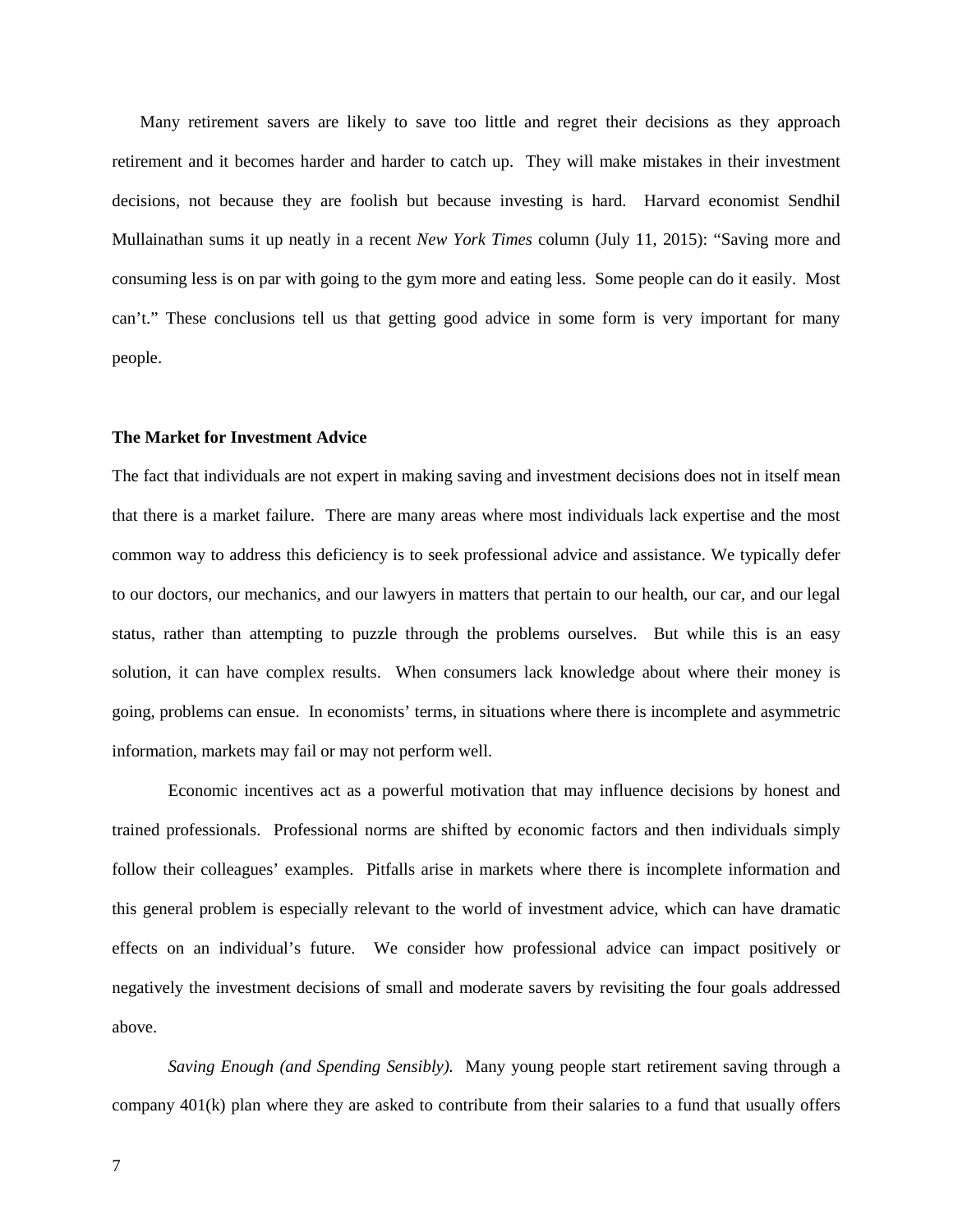Many retirement savers are likely to save too little and regret their decisions as they approach retirement and it becomes harder and harder to catch up. They will make mistakes in their investment decisions, not because they are foolish but because investing is hard. Harvard economist Sendhil Mullainathan sums it up neatly in a recent *New York Times* column (July 11, 2015): "Saving more and consuming less is on par with going to the gym more and eating less. Some people can do it easily. Most can't." These conclusions tell us that getting good advice in some form is very important for many people.

**The Market for Investment Advice**

The fact that individuals are not expert in making saving and investment decisions does not in itself mean that there is a market failure. There are many areas where most individuals lack expertise and the most common way to address this deficiency is to seek professional advice and assistance. We typically defer to our doctors, our mechanics, and our lawyers in matters that pertain to our health, our car, and our legal status, rather than attempting to puzzle through the problems ourselves. But while this is an easy solution, it can have complex results. When consumers lack knowledge about where their money is going, problems can ensue. In economists' terms, in situations where there is incomplete and asymmetric information, markets may fail or may not perform well.

Economic incentives act as a powerful motivation that may influence decisions by honest and trained professionals. Professional norms are shifted by economic factors and then individuals simply follow their colleagues' examples. Pitfalls arise in markets where there is incomplete information and this general problem is especially relevant to the world of investment advice, which can have dramatic effects on an individual's future. We consider how professional advice can impact positively or negatively the investment decisions of small and moderate savers by revisiting the four goals addressed above.

*Saving Enough (and Spending Sensibly).* Many young people start retirement saving through a company 401(k) plan where they are asked to contribute from their salaries to a fund that usually offers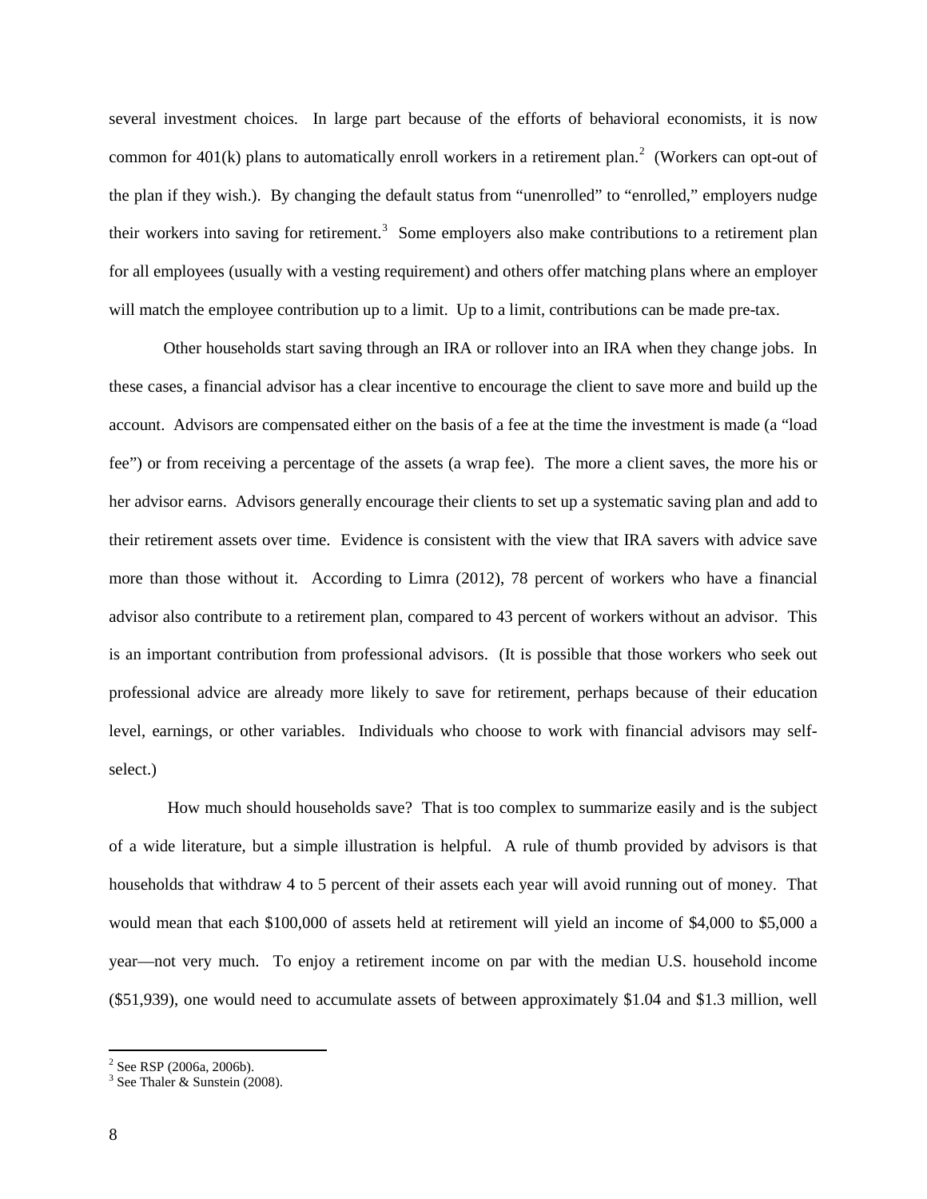several investment choices. In large part because of the efforts of behavioral economists, it is now common for 401(k) plans to automatically enroll workers in a retirement plan.[2] (Workers can opt-out of the plan if they wish.). By changing the default status from "unenrolled" to "enrolled," employers nudge their workers into saving for retirement.[3] Some employers also make contributions to a retirement plan for all employees (usually with a vesting requirement) and others offer matching plans where an employer will match the employee contribution up to a limit. Up to a limit, contributions can be made pre-tax.

Other households start saving through an IRA or rollover into an IRA when they change jobs. In these cases, a financial advisor has a clear incentive to encourage the client to save more and build up the account. Advisors are compensated either on the basis of a fee at the time the investment is made (a "load fee") or from receiving a percentage of the assets (a wrap fee). The more a client saves, the more his or her advisor earns. Advisors generally encourage their clients to set up a systematic saving plan and add to their retirement assets over time. Evidence is consistent with the view that IRA savers with advice save more than those without it. According to Limra (2012), 78 percent of workers who have a financial advisor also contribute to a retirement plan, compared to 43 percent of workers without an advisor. This is an important contribution from professional advisors. (It is possible that those workers who seek out professional advice are already more likely to save for retirement, perhaps because of their education level, earnings, or other variables. Individuals who choose to work with financial advisors may self-select.)

How much should households save? That is too complex to summarize easily and is the subject of a wide literature, but a simple illustration is helpful. A rule of thumb provided by advisors is that households that withdraw 4 to 5 percent of their assets each year will avoid running out of money. That would mean that each $100,000 of assets held at retirement will yield an income of $4,000 to $5,000 a year—not very much. To enjoy a retirement income on par with the median U.S. household income ($51,939), one would need to accumulate assets of between approximately $1.04 and $1.3 million, well

---

[2] See RSP (2006a, 2006b).

[3] See Thaler & Sunstein (2008).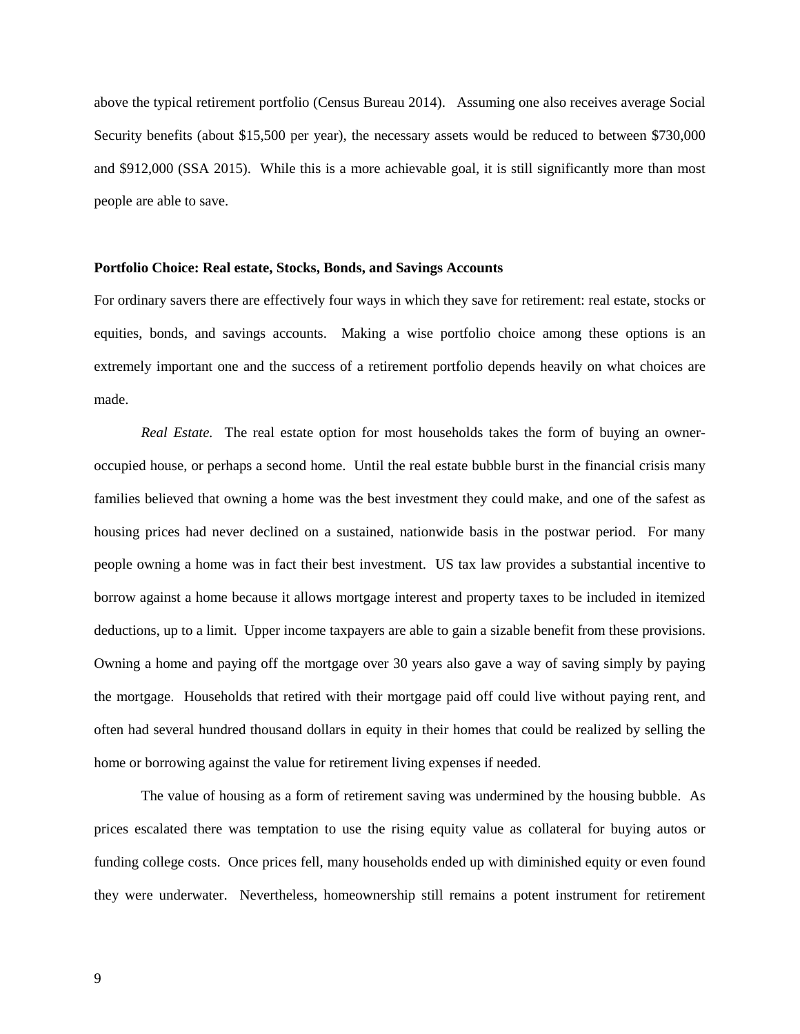above the typical retirement portfolio (Census Bureau 2014). Assuming one also receives average Social Security benefits (about $15,500 per year), the necessary assets would be reduced to between $730,000 and $912,000 (SSA 2015). While this is a more achievable goal, it is still significantly more than most people are able to save.

**Portfolio Choice: Real estate, Stocks, Bonds, and Savings Accounts**

For ordinary savers there are effectively four ways in which they save for retirement: real estate, stocks or equities, bonds, and savings accounts. Making a wise portfolio choice among these options is an extremely important one and the success of a retirement portfolio depends heavily on what choices are made.

*Real Estate.* The real estate option for most households takes the form of buying an owner-occupied house, or perhaps a second home. Until the real estate bubble burst in the financial crisis many families believed that owning a home was the best investment they could make, and one of the safest as housing prices had never declined on a sustained, nationwide basis in the postwar period. For many people owning a home was in fact their best investment. US tax law provides a substantial incentive to borrow against a home because it allows mortgage interest and property taxes to be included in itemized deductions, up to a limit. Upper income taxpayers are able to gain a sizable benefit from these provisions. Owning a home and paying off the mortgage over 30 years also gave a way of saving simply by paying the mortgage. Households that retired with their mortgage paid off could live without paying rent, and often had several hundred thousand dollars in equity in their homes that could be realized by selling the home or borrowing against the value for retirement living expenses if needed.

The value of housing as a form of retirement saving was undermined by the housing bubble. As prices escalated there was temptation to use the rising equity value as collateral for buying autos or funding college costs. Once prices fell, many households ended up with diminished equity or even found they were underwater. Nevertheless, homeownership still remains a potent instrument for retirement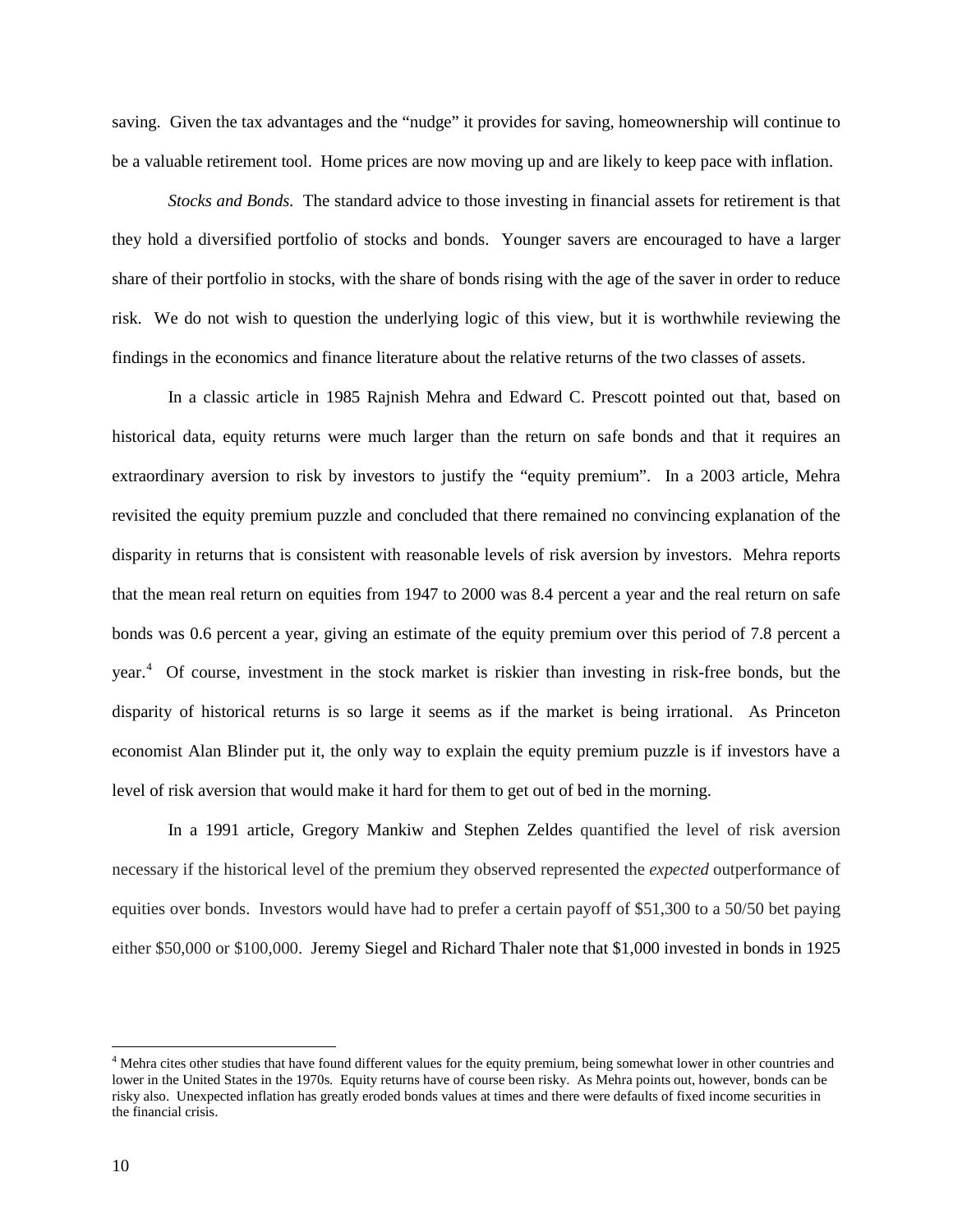saving. Given the tax advantages and the "nudge" it provides for saving, homeownership will continue to be a valuable retirement tool. Home prices are now moving up and are likely to keep pace with inflation.

*Stocks and Bonds.* The standard advice to those investing in financial assets for retirement is that they hold a diversified portfolio of stocks and bonds. Younger savers are encouraged to have a larger share of their portfolio in stocks, with the share of bonds rising with the age of the saver in order to reduce risk. We do not wish to question the underlying logic of this view, but it is worthwhile reviewing the findings in the economics and finance literature about the relative returns of the two classes of assets.

In a classic article in 1985 Rajnish Mehra and Edward C. Prescott pointed out that, based on historical data, equity returns were much larger than the return on safe bonds and that it requires an extraordinary aversion to risk by investors to justify the "equity premium". In a 2003 article, Mehra revisited the equity premium puzzle and concluded that there remained no convincing explanation of the disparity in returns that is consistent with reasonable levels of risk aversion by investors. Mehra reports that the mean real return on equities from 1947 to 2000 was 8.4 percent a year and the real return on safe bonds was 0.6 percent a year, giving an estimate of the equity premium over this period of 7.8 percent a year.[4] Of course, investment in the stock market is riskier than investing in risk-free bonds, but the disparity of historical returns is so large it seems as if the market is being irrational. As Princeton economist Alan Blinder put it, the only way to explain the equity premium puzzle is if investors have a level of risk aversion that would make it hard for them to get out of bed in the morning.

In a 1991 article, Gregory Mankiw and Stephen Zeldes quantified the level of risk aversion necessary if the historical level of the premium they observed represented the *expected* outperformance of equities over bonds. Investors would have had to prefer a certain payoff of $51,300 to a 50/50 bet paying either $50,000 or $100,000. Jeremy Siegel and Richard Thaler note that $1,000 invested in bonds in 1925

---

[4] Mehra cites other studies that have found different values for the equity premium, being somewhat lower in other countries and lower in the United States in the 1970s. Equity returns have of course been risky. As Mehra points out, however, bonds can be risky also. Unexpected inflation has greatly eroded bonds values at times and there were defaults of fixed income securities in the financial crisis.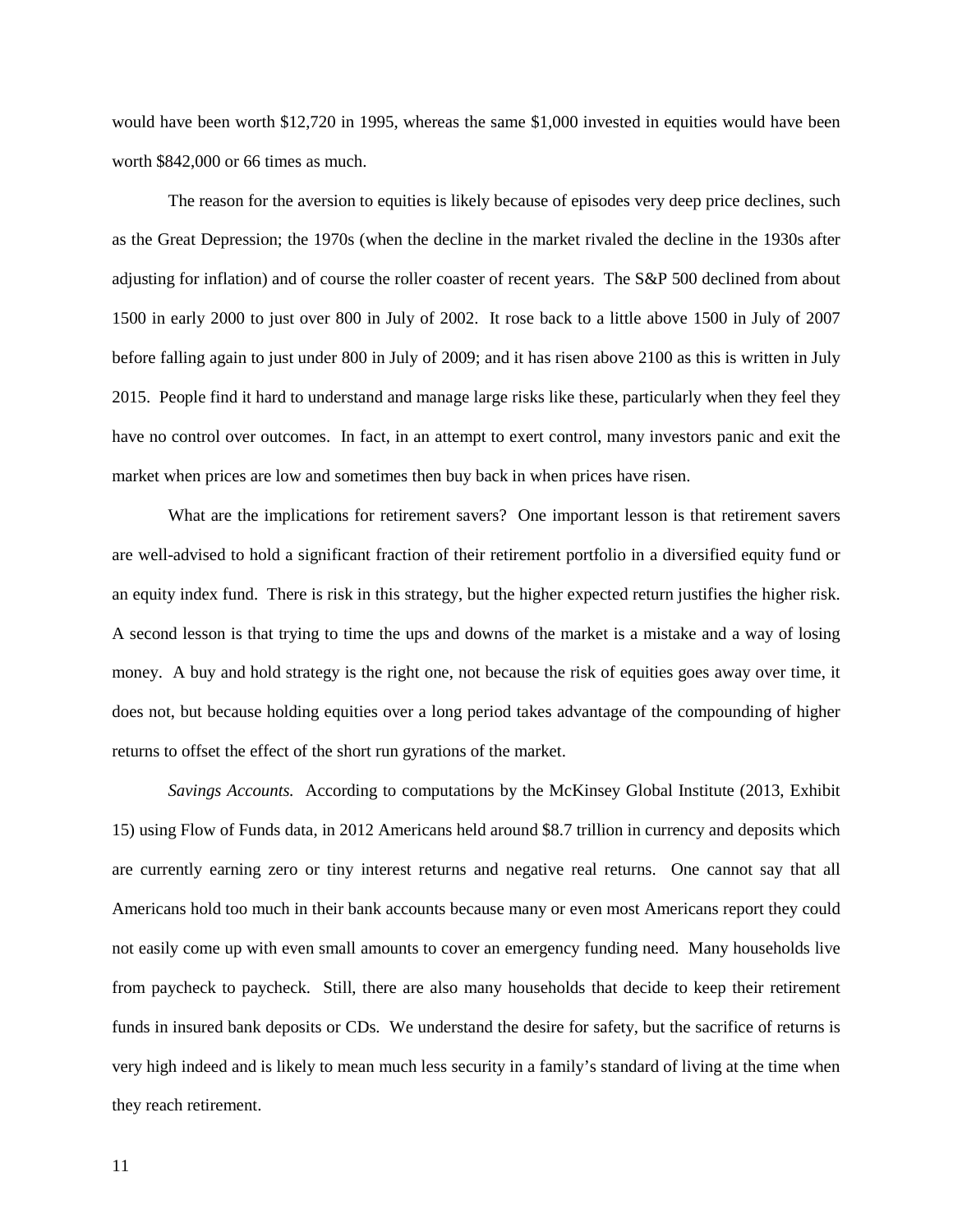would have been worth $12,720 in 1995, whereas the same $1,000 invested in equities would have been worth $842,000 or 66 times as much.

The reason for the aversion to equities is likely because of episodes very deep price declines, such as the Great Depression; the 1970s (when the decline in the market rivaled the decline in the 1930s after adjusting for inflation) and of course the roller coaster of recent years. The S&P 500 declined from about 1500 in early 2000 to just over 800 in July of 2002. It rose back to a little above 1500 in July of 2007 before falling again to just under 800 in July of 2009; and it has risen above 2100 as this is written in July 2015. People find it hard to understand and manage large risks like these, particularly when they feel they have no control over outcomes. In fact, in an attempt to exert control, many investors panic and exit the market when prices are low and sometimes then buy back in when prices have risen.

What are the implications for retirement savers? One important lesson is that retirement savers are well-advised to hold a significant fraction of their retirement portfolio in a diversified equity fund or an equity index fund. There is risk in this strategy, but the higher expected return justifies the higher risk. A second lesson is that trying to time the ups and downs of the market is a mistake and a way of losing money. A buy and hold strategy is the right one, not because the risk of equities goes away over time, it does not, but because holding equities over a long period takes advantage of the compounding of higher returns to offset the effect of the short run gyrations of the market.

*Savings Accounts.* According to computations by the McKinsey Global Institute (2013, Exhibit 15) using Flow of Funds data, in 2012 Americans held around $8.7 trillion in currency and deposits which are currently earning zero or tiny interest returns and negative real returns. One cannot say that all Americans hold too much in their bank accounts because many or even most Americans report they could not easily come up with even small amounts to cover an emergency funding need. Many households live from paycheck to paycheck. Still, there are also many households that decide to keep their retirement funds in insured bank deposits or CDs. We understand the desire for safety, but the sacrifice of returns is very high indeed and is likely to mean much less security in a family's standard of living at the time when they reach retirement.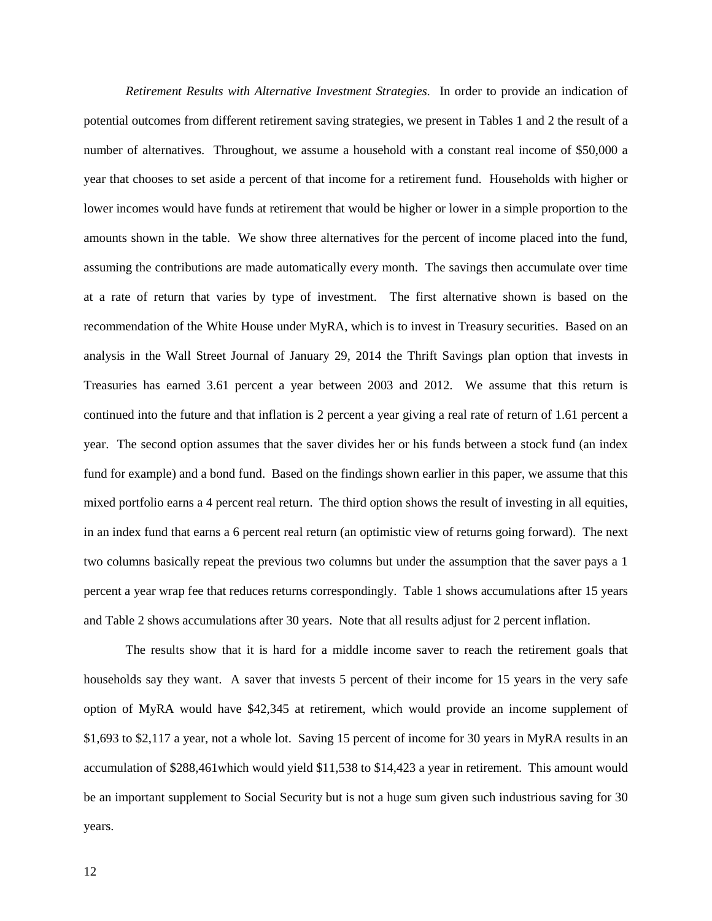*Retirement Results with Alternative Investment Strategies.* In order to provide an indication of potential outcomes from different retirement saving strategies, we present in Tables 1 and 2 the result of a number of alternatives. Throughout, we assume a household with a constant real income of $50,000 a year that chooses to set aside a percent of that income for a retirement fund. Households with higher or lower incomes would have funds at retirement that would be higher or lower in a simple proportion to the amounts shown in the table. We show three alternatives for the percent of income placed into the fund, assuming the contributions are made automatically every month. The savings then accumulate over time at a rate of return that varies by type of investment. The first alternative shown is based on the recommendation of the White House under MyRA, which is to invest in Treasury securities. Based on an analysis in the Wall Street Journal of January 29, 2014 the Thrift Savings plan option that invests in Treasuries has earned 3.61 percent a year between 2003 and 2012. We assume that this return is continued into the future and that inflation is 2 percent a year giving a real rate of return of 1.61 percent a year. The second option assumes that the saver divides her or his funds between a stock fund (an index fund for example) and a bond fund. Based on the findings shown earlier in this paper, we assume that this mixed portfolio earns a 4 percent real return. The third option shows the result of investing in all equities, in an index fund that earns a 6 percent real return (an optimistic view of returns going forward). The next two columns basically repeat the previous two columns but under the assumption that the saver pays a 1 percent a year wrap fee that reduces returns correspondingly. Table 1 shows accumulations after 15 years and Table 2 shows accumulations after 30 years. Note that all results adjust for 2 percent inflation.

The results show that it is hard for a middle income saver to reach the retirement goals that households say they want. A saver that invests 5 percent of their income for 15 years in the very safe option of MyRA would have $42,345 at retirement, which would provide an income supplement of $1,693 to $2,117 a year, not a whole lot. Saving 15 percent of income for 30 years in MyRA results in an accumulation of $288,461which would yield $11,538 to $14,423 a year in retirement. This amount would be an important supplement to Social Security but is not a huge sum given such industrious saving for 30 years.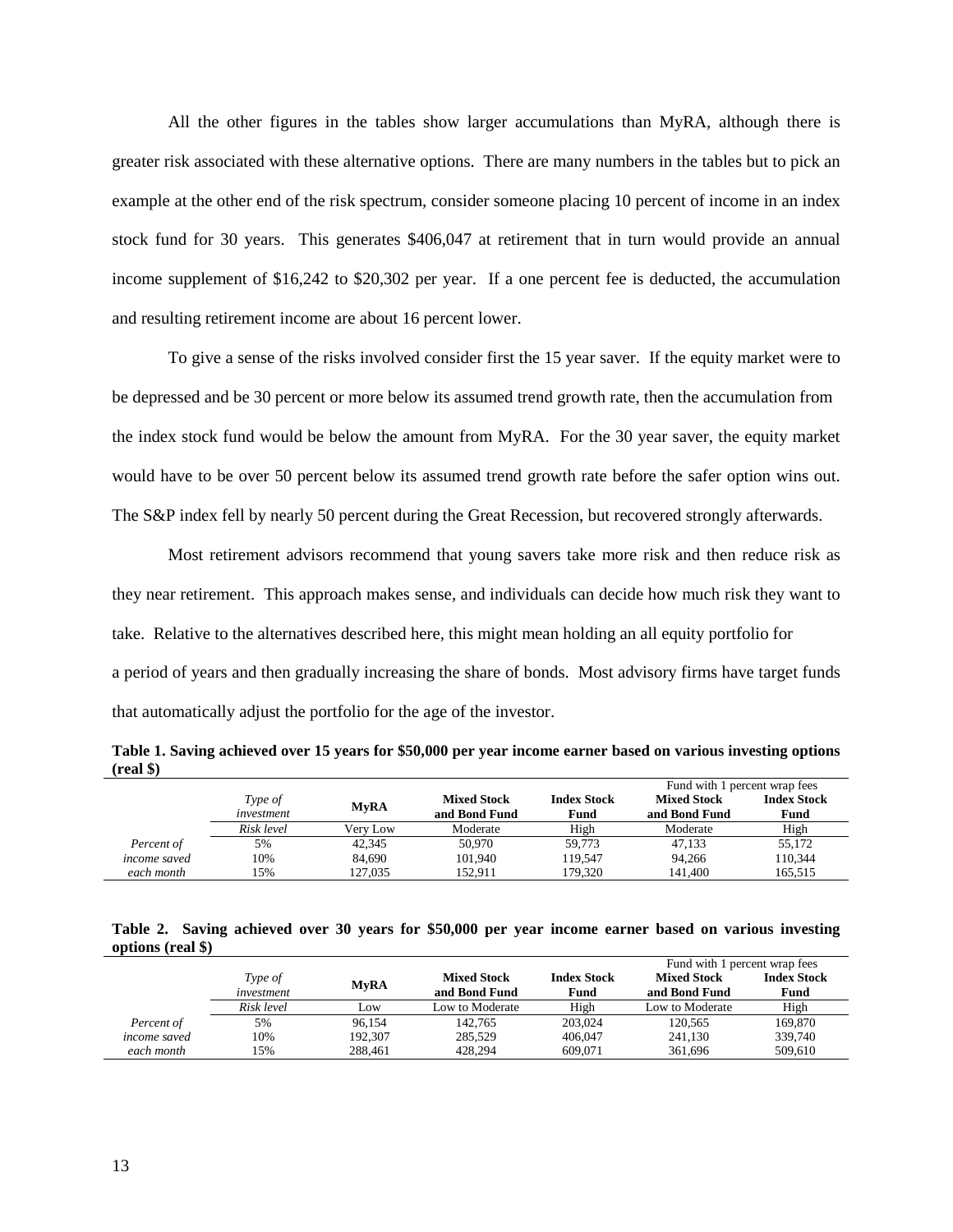All the other figures in the tables show larger accumulations than MyRA, although there is greater risk associated with these alternative options. There are many numbers in the tables but to pick an example at the other end of the risk spectrum, consider someone placing 10 percent of income in an index stock fund for 30 years. This generates $406,047 at retirement that in turn would provide an annual income supplement of $16,242 to $20,302 per year. If a one percent fee is deducted, the accumulation and resulting retirement income are about 16 percent lower.

To give a sense of the risks involved consider first the 15 year saver. If the equity market were to be depressed and be 30 percent or more below its assumed trend growth rate, then the accumulation from the index stock fund would be below the amount from MyRA. For the 30 year saver, the equity market would have to be over 50 percent below its assumed trend growth rate before the safer option wins out. The S&P index fell by nearly 50 percent during the Great Recession, but recovered strongly afterwards.

Most retirement advisors recommend that young savers take more risk and then reduce risk as they near retirement. This approach makes sense, and individuals can decide how much risk they want to take. Relative to the alternatives described here, this might mean holding an all equity portfolio for a period of years and then gradually increasing the share of bonds. Most advisory firms have target funds that automatically adjust the portfolio for the age of the investor.

**Table 1. Saving achieved over 15 years for $50,000 per year income earner based on various investing options (real $)**

| | | | | | Fund with 1 percent wrap fees | |
|---|---|---|---|---|---|---|
| | *Type of investment* | **MyRA** | **Mixed Stock and Bond Fund** | **Index Stock Fund** | **Mixed Stock and Bond Fund** | **Index Stock Fund** |
| | *Risk level* | Very Low | Moderate | High | Moderate | High |
| *Percent of* | 5% | 42,345 | 50,970 | 59,773 | 47,133 | 55,172 |
| *income saved* | 10% | 84,690 | 101,940 | 119,547 | 94,266 | 110,344 |
| *each month* | 15% | 127,035 | 152,911 | 179,320 | 141,400 | 165,515 |

**Table 2. Saving achieved over 30 years for $50,000 per year income earner based on various investing options (real $)**

| | | | | | Fund with 1 percent wrap fees | |
|---|---|---|---|---|---|---|
| | *Type of investment* | **MyRA** | **Mixed Stock and Bond Fund** | **Index Stock Fund** | **Mixed Stock and Bond Fund** | **Index Stock Fund** |
| | *Risk level* | Low | Low to Moderate | High | Low to Moderate | High |
| *Percent of* | 5% | 96,154 | 142,765 | 203,024 | 120,565 | 169,870 |
| *income saved* | 10% | 192,307 | 285,529 | 406,047 | 241,130 | 339,740 |
| *each month* | 15% | 288,461 | 428,294 | 609,071 | 361,696 | 509,610 |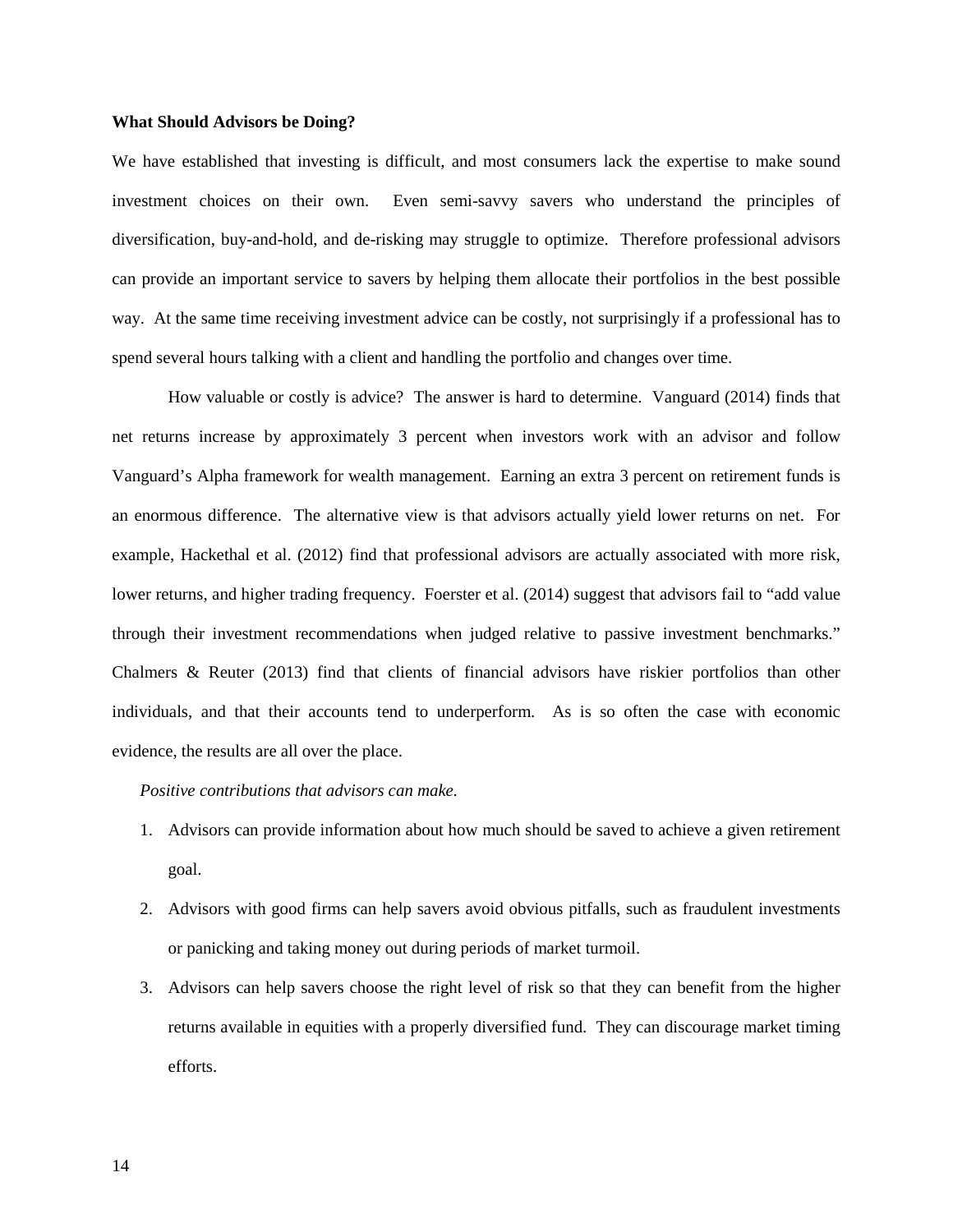**What Should Advisors be Doing?**

We have established that investing is difficult, and most consumers lack the expertise to make sound investment choices on their own. Even semi-savvy savers who understand the principles of diversification, buy-and-hold, and de-risking may struggle to optimize. Therefore professional advisors can provide an important service to savers by helping them allocate their portfolios in the best possible way. At the same time receiving investment advice can be costly, not surprisingly if a professional has to spend several hours talking with a client and handling the portfolio and changes over time.

How valuable or costly is advice? The answer is hard to determine. Vanguard (2014) finds that net returns increase by approximately 3 percent when investors work with an advisor and follow Vanguard's Alpha framework for wealth management. Earning an extra 3 percent on retirement funds is an enormous difference. The alternative view is that advisors actually yield lower returns on net. For example, Hackethal et al. (2012) find that professional advisors are actually associated with more risk, lower returns, and higher trading frequency. Foerster et al. (2014) suggest that advisors fail to "add value through their investment recommendations when judged relative to passive investment benchmarks." Chalmers & Reuter (2013) find that clients of financial advisors have riskier portfolios than other individuals, and that their accounts tend to underperform. As is so often the case with economic evidence, the results are all over the place.

*Positive contributions that advisors can make.*

1. Advisors can provide information about how much should be saved to achieve a given retirement goal.
2. Advisors with good firms can help savers avoid obvious pitfalls, such as fraudulent investments or panicking and taking money out during periods of market turmoil.
3. Advisors can help savers choose the right level of risk so that they can benefit from the higher returns available in equities with a properly diversified fund. They can discourage market timing efforts.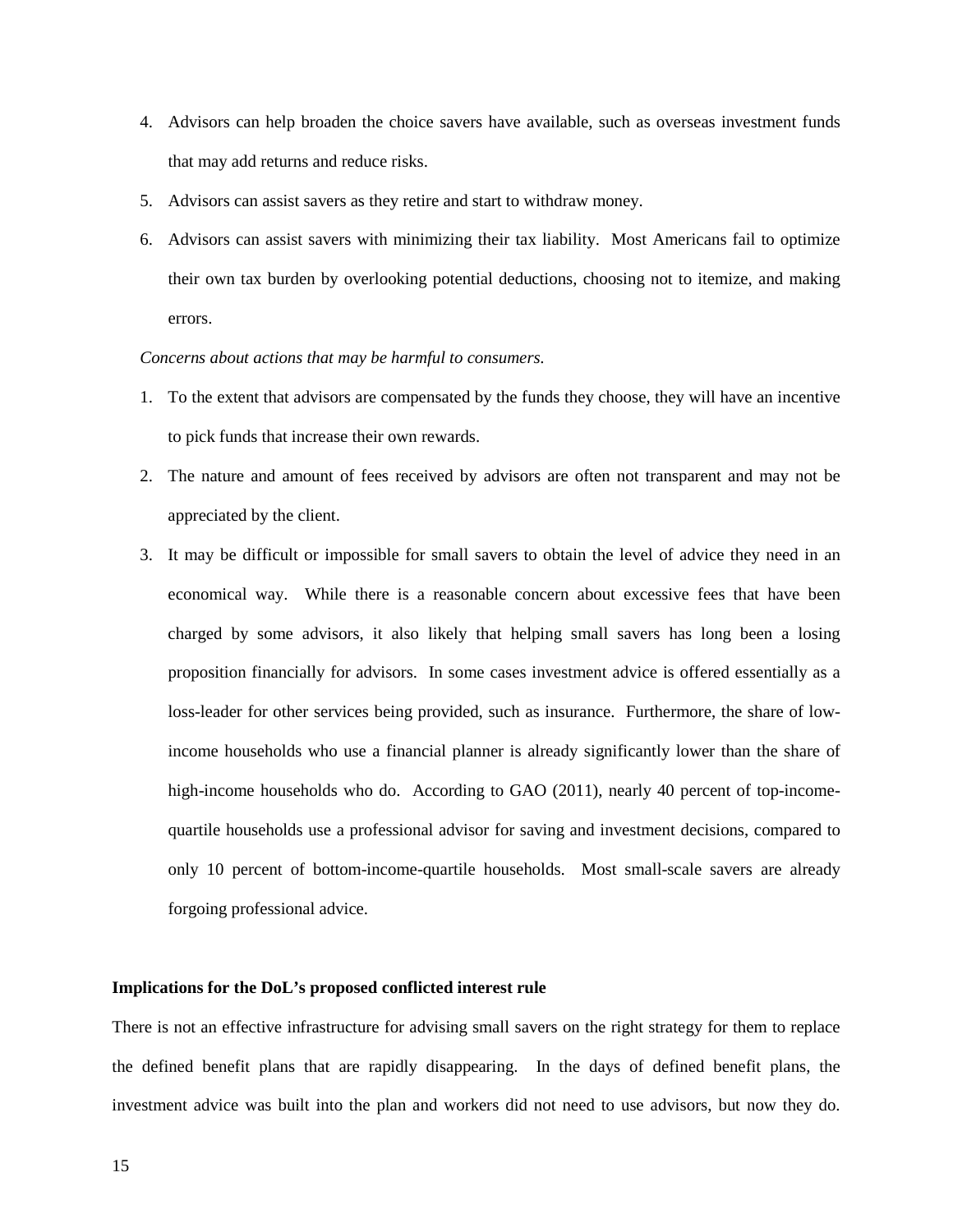4. Advisors can help broaden the choice savers have available, such as overseas investment funds that may add returns and reduce risks.
5. Advisors can assist savers as they retire and start to withdraw money.
6. Advisors can assist savers with minimizing their tax liability. Most Americans fail to optimize their own tax burden by overlooking potential deductions, choosing not to itemize, and making errors.

*Concerns about actions that may be harmful to consumers.*

1. To the extent that advisors are compensated by the funds they choose, they will have an incentive to pick funds that increase their own rewards.
2. The nature and amount of fees received by advisors are often not transparent and may not be appreciated by the client.
3. It may be difficult or impossible for small savers to obtain the level of advice they need in an economical way. While there is a reasonable concern about excessive fees that have been charged by some advisors, it also likely that helping small savers has long been a losing proposition financially for advisors. In some cases investment advice is offered essentially as a loss-leader for other services being provided, such as insurance. Furthermore, the share of low-income households who use a financial planner is already significantly lower than the share of high-income households who do. According to GAO (2011), nearly 40 percent of top-income-quartile households use a professional advisor for saving and investment decisions, compared to only 10 percent of bottom-income-quartile households. Most small-scale savers are already forgoing professional advice.

**Implications for the DoL's proposed conflicted interest rule**

There is not an effective infrastructure for advising small savers on the right strategy for them to replace the defined benefit plans that are rapidly disappearing. In the days of defined benefit plans, the investment advice was built into the plan and workers did not need to use advisors, but now they do.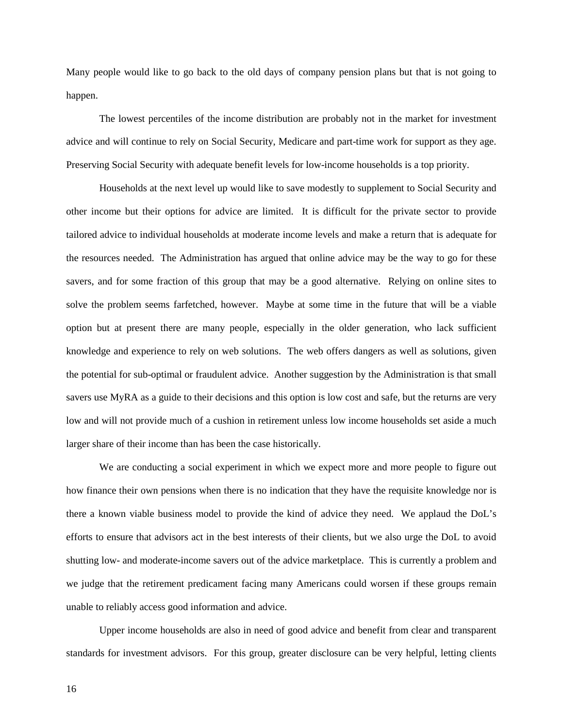Many people would like to go back to the old days of company pension plans but that is not going to happen.

The lowest percentiles of the income distribution are probably not in the market for investment advice and will continue to rely on Social Security, Medicare and part-time work for support as they age. Preserving Social Security with adequate benefit levels for low-income households is a top priority.

Households at the next level up would like to save modestly to supplement to Social Security and other income but their options for advice are limited. It is difficult for the private sector to provide tailored advice to individual households at moderate income levels and make a return that is adequate for the resources needed. The Administration has argued that online advice may be the way to go for these savers, and for some fraction of this group that may be a good alternative. Relying on online sites to solve the problem seems farfetched, however. Maybe at some time in the future that will be a viable option but at present there are many people, especially in the older generation, who lack sufficient knowledge and experience to rely on web solutions. The web offers dangers as well as solutions, given the potential for sub-optimal or fraudulent advice. Another suggestion by the Administration is that small savers use MyRA as a guide to their decisions and this option is low cost and safe, but the returns are very low and will not provide much of a cushion in retirement unless low income households set aside a much larger share of their income than has been the case historically.

We are conducting a social experiment in which we expect more and more people to figure out how finance their own pensions when there is no indication that they have the requisite knowledge nor is there a known viable business model to provide the kind of advice they need. We applaud the DoL's efforts to ensure that advisors act in the best interests of their clients, but we also urge the DoL to avoid shutting low- and moderate-income savers out of the advice marketplace. This is currently a problem and we judge that the retirement predicament facing many Americans could worsen if these groups remain unable to reliably access good information and advice.

Upper income households are also in need of good advice and benefit from clear and transparent standards for investment advisors. For this group, greater disclosure can be very helpful, letting clients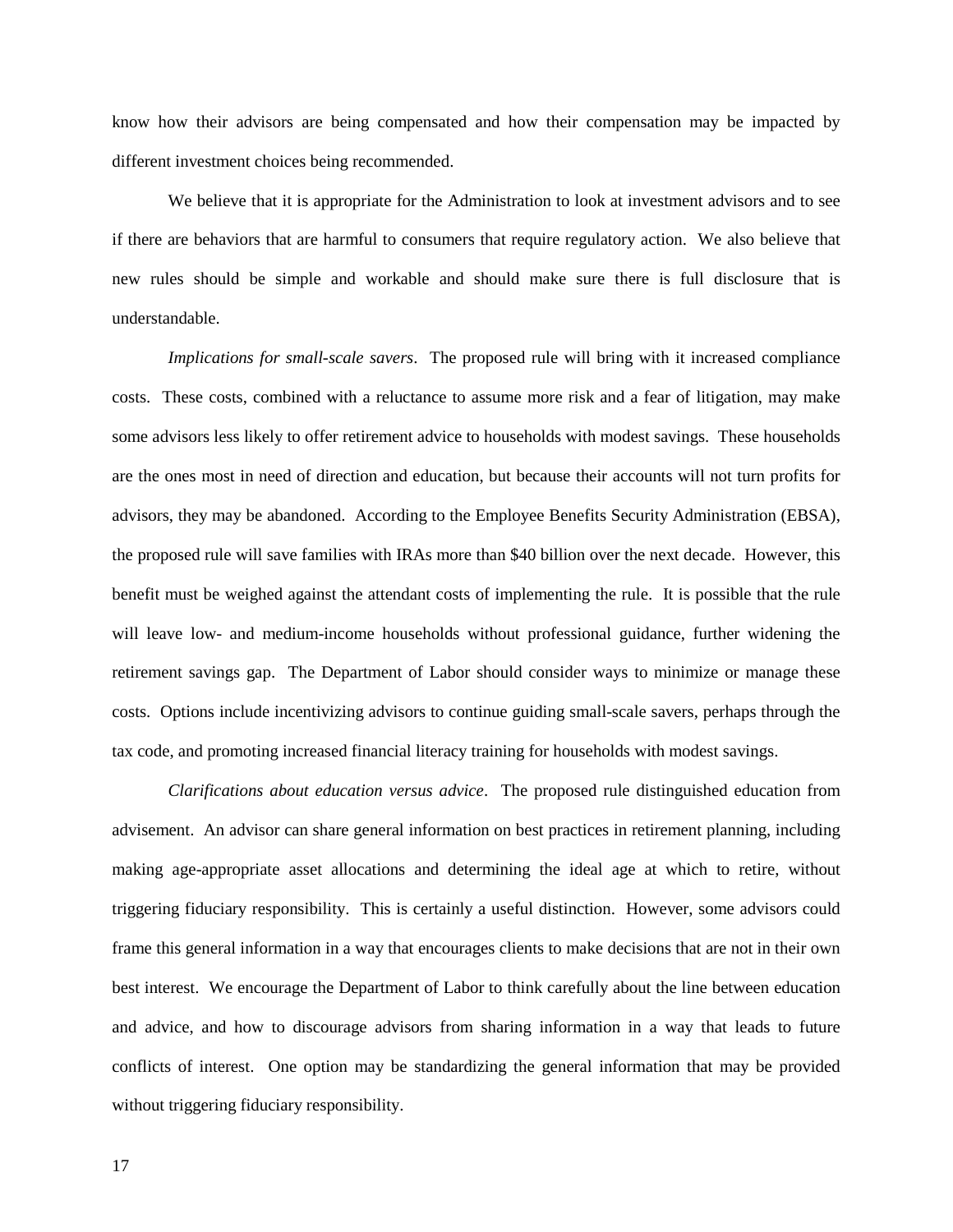know how their advisors are being compensated and how their compensation may be impacted by different investment choices being recommended.

We believe that it is appropriate for the Administration to look at investment advisors and to see if there are behaviors that are harmful to consumers that require regulatory action. We also believe that new rules should be simple and workable and should make sure there is full disclosure that is understandable.

*Implications for small-scale savers*. The proposed rule will bring with it increased compliance costs. These costs, combined with a reluctance to assume more risk and a fear of litigation, may make some advisors less likely to offer retirement advice to households with modest savings. These households are the ones most in need of direction and education, but because their accounts will not turn profits for advisors, they may be abandoned. According to the Employee Benefits Security Administration (EBSA), the proposed rule will save families with IRAs more than $40 billion over the next decade. However, this benefit must be weighed against the attendant costs of implementing the rule. It is possible that the rule will leave low- and medium-income households without professional guidance, further widening the retirement savings gap. The Department of Labor should consider ways to minimize or manage these costs. Options include incentivizing advisors to continue guiding small-scale savers, perhaps through the tax code, and promoting increased financial literacy training for households with modest savings.

*Clarifications about education versus advice*. The proposed rule distinguished education from advisement. An advisor can share general information on best practices in retirement planning, including making age-appropriate asset allocations and determining the ideal age at which to retire, without triggering fiduciary responsibility. This is certainly a useful distinction. However, some advisors could frame this general information in a way that encourages clients to make decisions that are not in their own best interest. We encourage the Department of Labor to think carefully about the line between education and advice, and how to discourage advisors from sharing information in a way that leads to future conflicts of interest. One option may be standardizing the general information that may be provided without triggering fiduciary responsibility.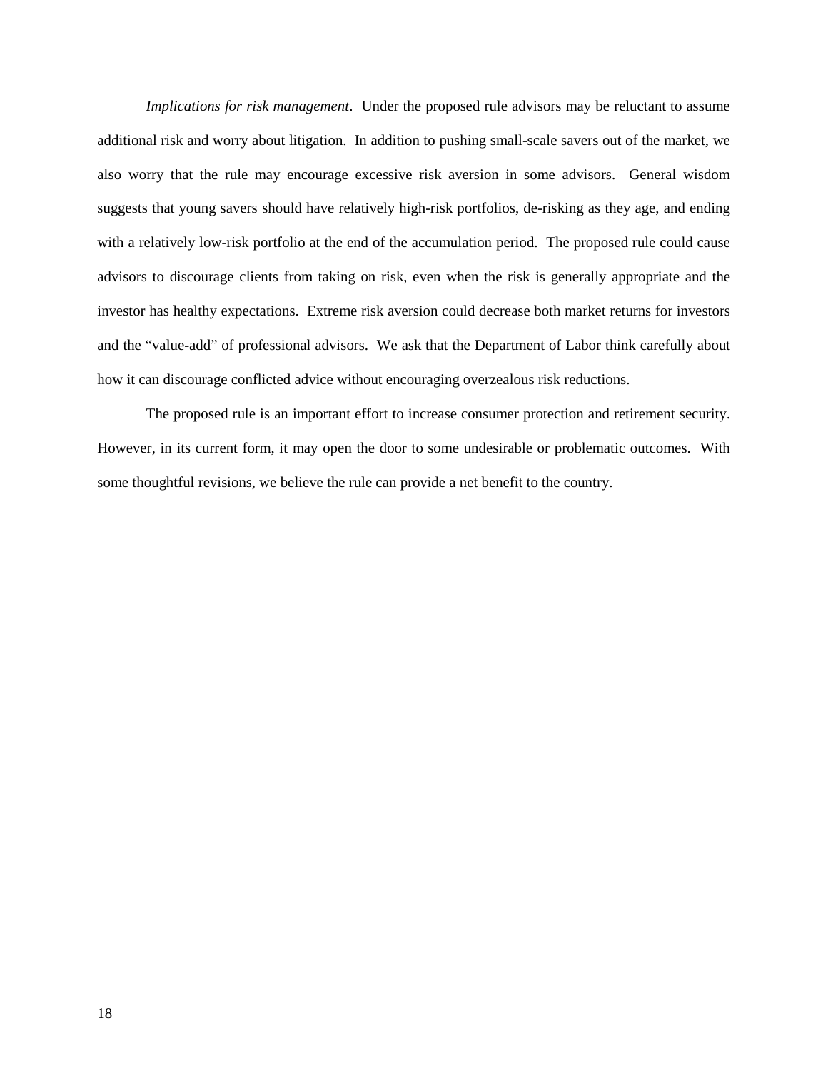*Implications for risk management*. Under the proposed rule advisors may be reluctant to assume additional risk and worry about litigation. In addition to pushing small-scale savers out of the market, we also worry that the rule may encourage excessive risk aversion in some advisors. General wisdom suggests that young savers should have relatively high-risk portfolios, de-risking as they age, and ending with a relatively low-risk portfolio at the end of the accumulation period. The proposed rule could cause advisors to discourage clients from taking on risk, even when the risk is generally appropriate and the investor has healthy expectations. Extreme risk aversion could decrease both market returns for investors and the "value-add" of professional advisors. We ask that the Department of Labor think carefully about how it can discourage conflicted advice without encouraging overzealous risk reductions.

The proposed rule is an important effort to increase consumer protection and retirement security. However, in its current form, it may open the door to some undesirable or problematic outcomes. With some thoughtful revisions, we believe the rule can provide a net benefit to the country.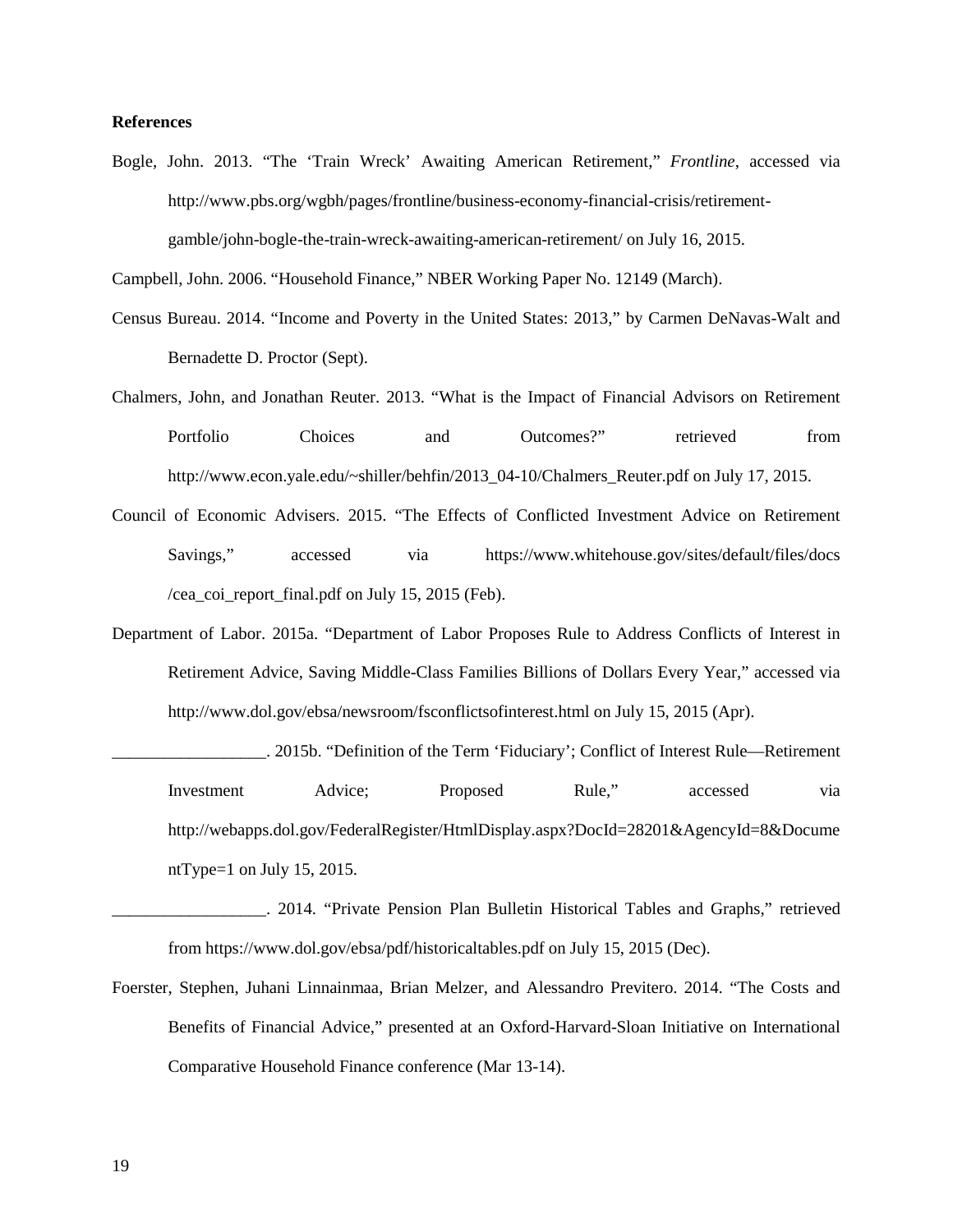**References**

Bogle, John. 2013. "The 'Train Wreck' Awaiting American Retirement," *Frontline*, accessed via http://www.pbs.org/wgbh/pages/frontline/business-economy-financial-crisis/retirement-gamble/john-bogle-the-train-wreck-awaiting-american-retirement/ on July 16, 2015.

Campbell, John. 2006. "Household Finance," NBER Working Paper No. 12149 (March).

Census Bureau. 2014. "Income and Poverty in the United States: 2013," by Carmen DeNavas-Walt and Bernadette D. Proctor (Sept).

Chalmers, John, and Jonathan Reuter. 2013. "What is the Impact of Financial Advisors on Retirement Portfolio Choices and Outcomes?" retrieved from http://www.econ.yale.edu/~shiller/behfin/2013_04-10/Chalmers_Reuter.pdf on July 17, 2015.

Council of Economic Advisers. 2015. "The Effects of Conflicted Investment Advice on Retirement Savings," accessed via https://www.whitehouse.gov/sites/default/files/docs/cea_coi_report_final.pdf on July 15, 2015 (Feb).

Department of Labor. 2015a. "Department of Labor Proposes Rule to Address Conflicts of Interest in Retirement Advice, Saving Middle-Class Families Billions of Dollars Every Year," accessed via http://www.dol.gov/ebsa/newsroom/fsconflictsofinterest.html on July 15, 2015 (Apr).

__________________. 2015b. "Definition of the Term 'Fiduciary'; Conflict of Interest Rule—Retirement Investment Advice; Proposed Rule," accessed via http://webapps.dol.gov/FederalRegister/HtmlDisplay.aspx?DocId=28201&AgencyId=8&DocumentType=1 on July 15, 2015.

__________________. 2014. "Private Pension Plan Bulletin Historical Tables and Graphs," retrieved from https://www.dol.gov/ebsa/pdf/historicaltables.pdf on July 15, 2015 (Dec).

Foerster, Stephen, Juhani Linnainmaa, Brian Melzer, and Alessandro Previtero. 2014. "The Costs and Benefits of Financial Advice," presented at an Oxford-Harvard-Sloan Initiative on International Comparative Household Finance conference (Mar 13-14).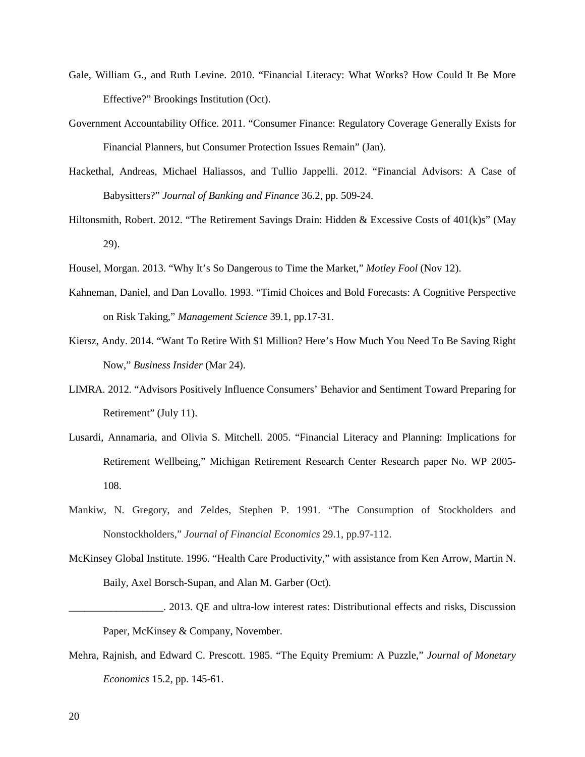Gale, William G., and Ruth Levine. 2010. "Financial Literacy: What Works? How Could It Be More Effective?" Brookings Institution (Oct).

Government Accountability Office. 2011. "Consumer Finance: Regulatory Coverage Generally Exists for Financial Planners, but Consumer Protection Issues Remain" (Jan).

Hackethal, Andreas, Michael Haliassos, and Tullio Jappelli. 2012. "Financial Advisors: A Case of Babysitters?" *Journal of Banking and Finance* 36.2, pp. 509-24.

Hiltonsmith, Robert. 2012. "The Retirement Savings Drain: Hidden & Excessive Costs of 401(k)s" (May 29).

Housel, Morgan. 2013. "Why It's So Dangerous to Time the Market," *Motley Fool* (Nov 12).

Kahneman, Daniel, and Dan Lovallo. 1993. "Timid Choices and Bold Forecasts: A Cognitive Perspective on Risk Taking," *Management Science* 39.1, pp.17-31.

Kiersz, Andy. 2014. "Want To Retire With $1 Million? Here's How Much You Need To Be Saving Right Now," *Business Insider* (Mar 24).

LIMRA. 2012. "Advisors Positively Influence Consumers' Behavior and Sentiment Toward Preparing for Retirement" (July 11).

Lusardi, Annamaria, and Olivia S. Mitchell. 2005. "Financial Literacy and Planning: Implications for Retirement Wellbeing," Michigan Retirement Research Center Research paper No. WP 2005-108.

Mankiw, N. Gregory, and Zeldes, Stephen P. 1991. "The Consumption of Stockholders and Nonstockholders," *Journal of Financial Economics* 29.1, pp.97-112.

McKinsey Global Institute. 1996. "Health Care Productivity," with assistance from Ken Arrow, Martin N. Baily, Axel Borsch-Supan, and Alan M. Garber (Oct).

__________________. 2013. QE and ultra-low interest rates: Distributional effects and risks, Discussion Paper, McKinsey & Company, November.

Mehra, Rajnish, and Edward C. Prescott. 1985. "The Equity Premium: A Puzzle," *Journal of Monetary Economics* 15.2, pp. 145-61.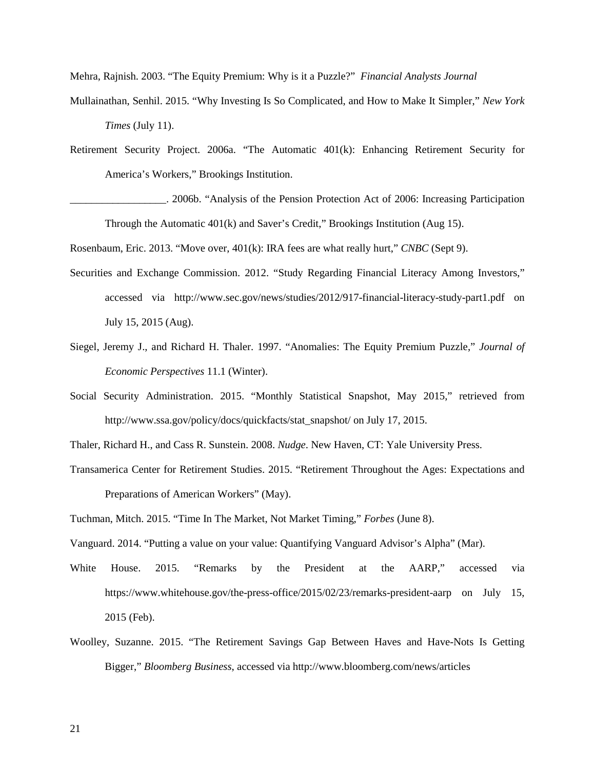Mehra, Rajnish. 2003. "The Equity Premium: Why is it a Puzzle?" *Financial Analysts Journal*

Mullainathan, Senhil. 2015. "Why Investing Is So Complicated, and How to Make It Simpler," *New York Times* (July 11).

Retirement Security Project. 2006a. "The Automatic 401(k): Enhancing Retirement Security for America's Workers," Brookings Institution.

__________________. 2006b. "Analysis of the Pension Protection Act of 2006: Increasing Participation Through the Automatic 401(k) and Saver's Credit," Brookings Institution (Aug 15).

Rosenbaum, Eric. 2013. "Move over, 401(k): IRA fees are what really hurt," *CNBC* (Sept 9).

Securities and Exchange Commission. 2012. "Study Regarding Financial Literacy Among Investors," accessed via http://www.sec.gov/news/studies/2012/917-financial-literacy-study-part1.pdf on July 15, 2015 (Aug).

Siegel, Jeremy J., and Richard H. Thaler. 1997. "Anomalies: The Equity Premium Puzzle," *Journal of Economic Perspectives* 11.1 (Winter).

Social Security Administration. 2015. "Monthly Statistical Snapshot, May 2015," retrieved from http://www.ssa.gov/policy/docs/quickfacts/stat_snapshot/ on July 17, 2015.

Thaler, Richard H., and Cass R. Sunstein. 2008. *Nudge*. New Haven, CT: Yale University Press.

Transamerica Center for Retirement Studies. 2015. "Retirement Throughout the Ages: Expectations and Preparations of American Workers" (May).

Tuchman, Mitch. 2015. "Time In The Market, Not Market Timing," *Forbes* (June 8).

Vanguard. 2014. "Putting a value on your value: Quantifying Vanguard Advisor's Alpha" (Mar).

White House. 2015. "Remarks by the President at the AARP," accessed via https://www.whitehouse.gov/the-press-office/2015/02/23/remarks-president-aarp on July 15, 2015 (Feb).

Woolley, Suzanne. 2015. "The Retirement Savings Gap Between Haves and Have-Nots Is Getting Bigger," *Bloomberg Business*, accessed via http://www.bloomberg.com/news/articles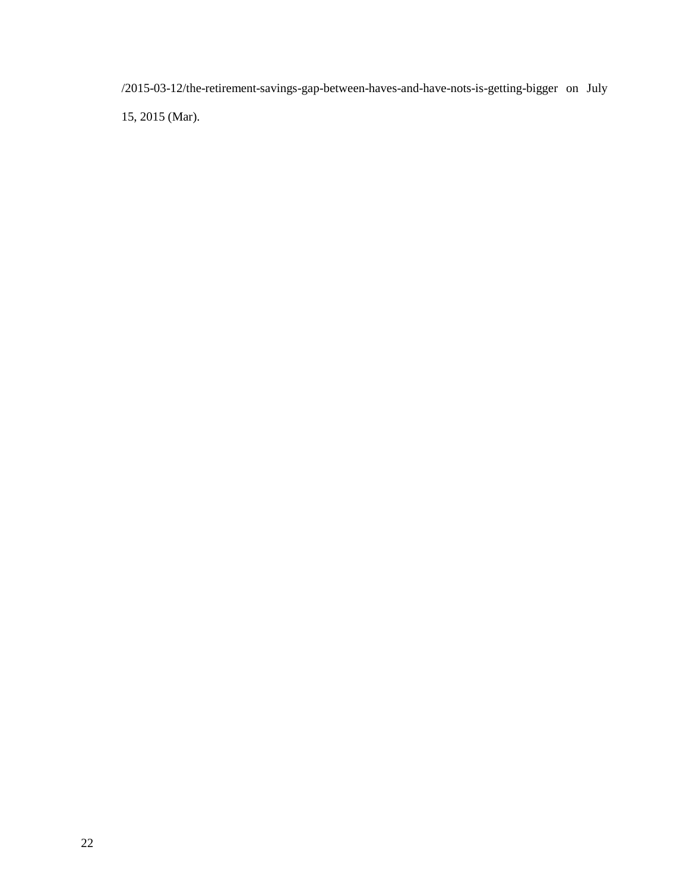/2015-03-12/the-retirement-savings-gap-between-haves-and-have-nots-is-getting-bigger on July 15, 2015 (Mar).